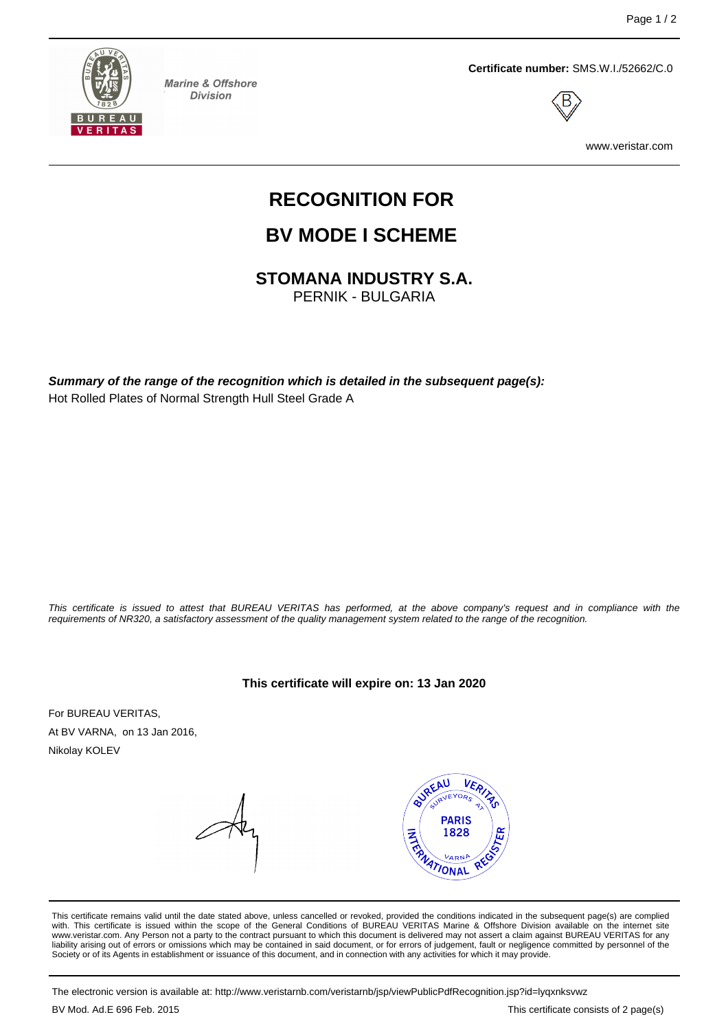Marine & Offshore Division

**Certificate number:** SMS.W.I./52662/C.0

www.veristar.com

# RECOGNITION FOR

# BV MODE I SCHEME

## STOMANA INDUSTRY S.A.

PERNIK - BULGARIA

***Summary of the range of the recognition which is detailed in the subsequent page(s):***

Hot Rolled Plates of Normal Strength Hull Steel Grade A

*This certificate is issued to attest that BUREAU VERITAS has performed, at the above company's request and in compliance with the requirements of NR320, a satisfactory assessment of the quality management system related to the range of the recognition.*

**This certificate will expire on: 13 Jan 2020**

For BUREAU VERITAS,

At BV VARNA, on 13 Jan 2016,

Nikolay KOLEV

BUREAU VERITAS SURVEYORS AT PARIS 1828 VARNA INTERNATIONAL REGISTER

This certificate remains valid until the date stated above, unless cancelled or revoked, provided the conditions indicated in the subsequent page(s) are complied with. This certificate is issued within the scope of the General Conditions of BUREAU VERITAS Marine & Offshore Division available on the internet site www.veristar.com. Any Person not a party to the contract pursuant to which this document is delivered may not assert a claim against BUREAU VERITAS for any liability arising out of errors or omissions which may be contained in said document, or for errors of judgement, fault or negligence committed by personnel of the Society or of its Agents in establishment or issuance of this document, and in connection with any activities for which it may provide.

The electronic version is available at: http://www.veristarnb.com/veristarnb/jsp/viewPublicPdfRecognition.jsp?id=lyqxnksvwz

BV Mod. Ad.E 696 Feb. 2015

This certificate consists of 2 page(s)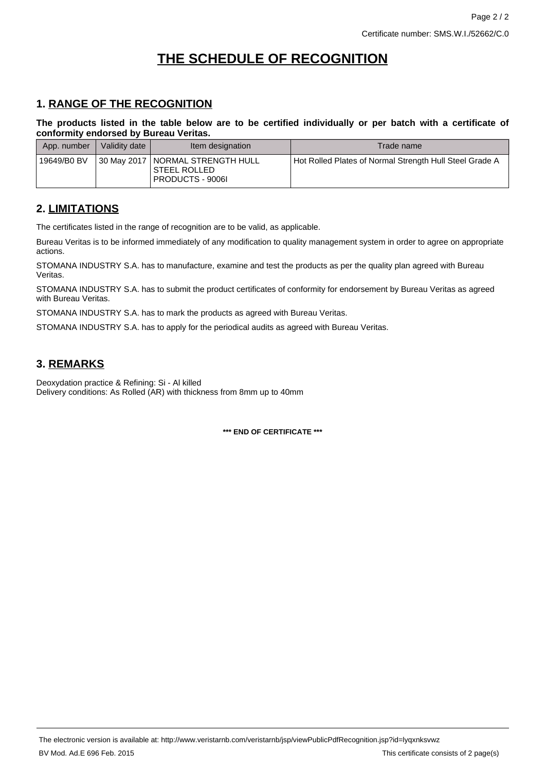Certificate number: SMS.W.I./52662/C.0

# THE SCHEDULE OF RECOGNITION

## 1. RANGE OF THE RECOGNITION

**The products listed in the table below are to be certified individually or per batch with a certificate of conformity endorsed by Bureau Veritas.**

| App. number | Validity date | Item designation | Trade name |
|---|---|---|---|
| 19649/B0 BV | 30 May 2017 | NORMAL STRENGTH HULL STEEL ROLLED PRODUCTS - 9006I | Hot Rolled Plates of Normal Strength Hull Steel Grade A |

## 2. LIMITATIONS

The certificates listed in the range of recognition are to be valid, as applicable.

Bureau Veritas is to be informed immediately of any modification to quality management system in order to agree on appropriate actions.

STOMANA INDUSTRY S.A. has to manufacture, examine and test the products as per the quality plan agreed with Bureau Veritas.

STOMANA INDUSTRY S.A. has to submit the product certificates of conformity for endorsement by Bureau Veritas as agreed with Bureau Veritas.

STOMANA INDUSTRY S.A. has to mark the products as agreed with Bureau Veritas.

STOMANA INDUSTRY S.A. has to apply for the periodical audits as agreed with Bureau Veritas.

## 3. REMARKS

Deoxydation practice & Refining: Si - Al killed
Delivery conditions: As Rolled (AR) with thickness from 8mm up to 40mm

**\*\*\* END OF CERTIFICATE \*\*\***

The electronic version is available at: http://www.veristarnb.com/veristarnb/jsp/viewPublicPdfRecognition.jsp?id=lyqxnksvwz

BV Mod. Ad.E 696 Feb. 2015

This certificate consists of 2 page(s)